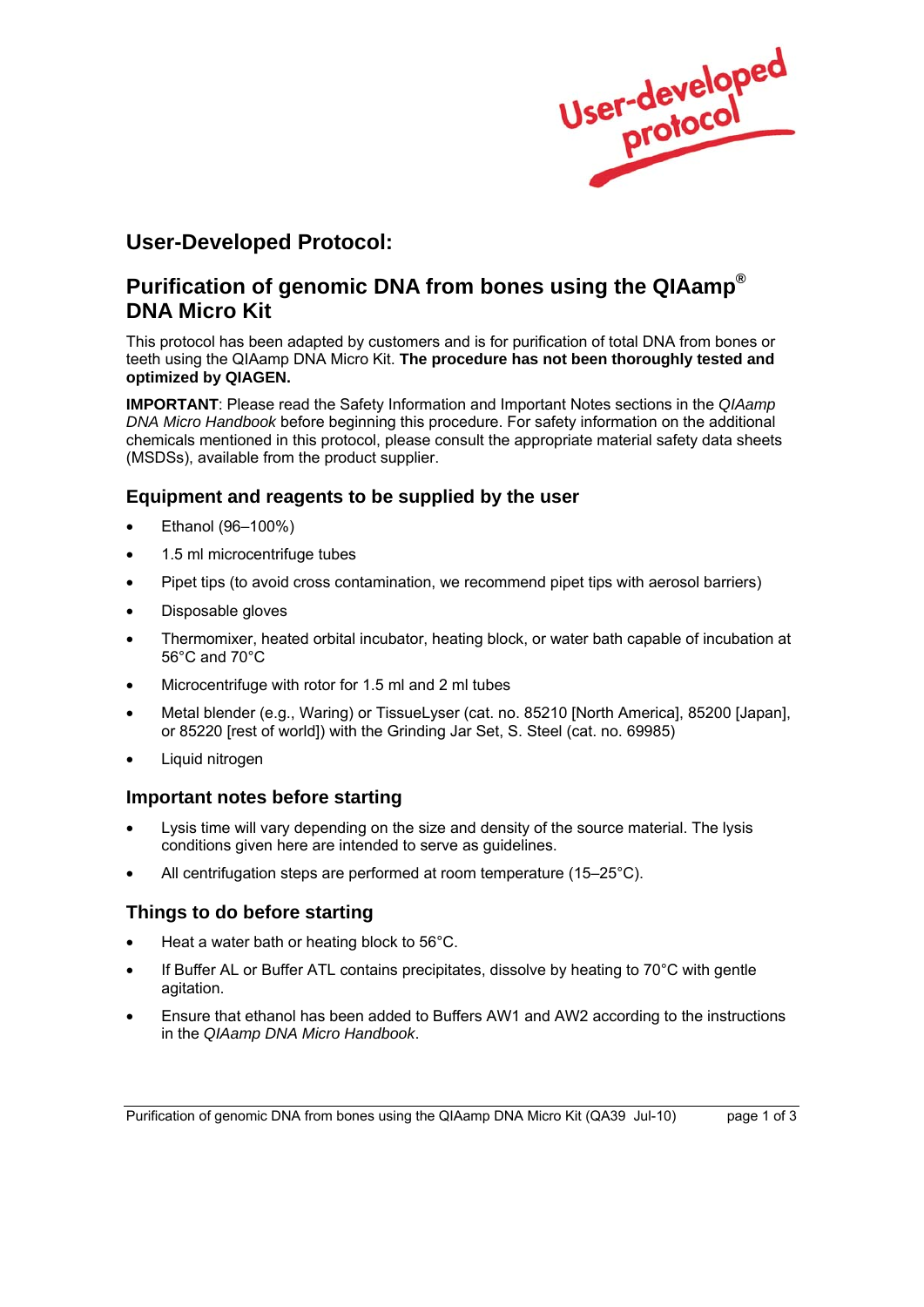User-developed protocol

## User-Developed Protocol:

## Purification of genomic DNA from bones using the QIAamp® DNA Micro Kit

This protocol has been adapted by customers and is for purification of total DNA from bones or teeth using the QIAamp DNA Micro Kit. **The procedure has not been thoroughly tested and optimized by QIAGEN.**

**IMPORTANT**: Please read the Safety Information and Important Notes sections in the *QIAamp DNA Micro Handbook* before beginning this procedure. For safety information on the additional chemicals mentioned in this protocol, please consult the appropriate material safety data sheets (MSDSs), available from the product supplier.

### Equipment and reagents to be supplied by the user

- Ethanol (96–100%)
- 1.5 ml microcentrifuge tubes
- Pipet tips (to avoid cross contamination, we recommend pipet tips with aerosol barriers)
- Disposable gloves
- Thermomixer, heated orbital incubator, heating block, or water bath capable of incubation at 56°C and 70°C
- Microcentrifuge with rotor for 1.5 ml and 2 ml tubes
- Metal blender (e.g., Waring) or TissueLyser (cat. no. 85210 [North America], 85200 [Japan], or 85220 [rest of world]) with the Grinding Jar Set, S. Steel (cat. no. 69985)
- Liquid nitrogen

### Important notes before starting

- Lysis time will vary depending on the size and density of the source material. The lysis conditions given here are intended to serve as guidelines.
- All centrifugation steps are performed at room temperature (15–25°C).

### Things to do before starting

- Heat a water bath or heating block to 56°C.
- If Buffer AL or Buffer ATL contains precipitates, dissolve by heating to 70°C with gentle agitation.
- Ensure that ethanol has been added to Buffers AW1 and AW2 according to the instructions in the *QIAamp DNA Micro Handbook*.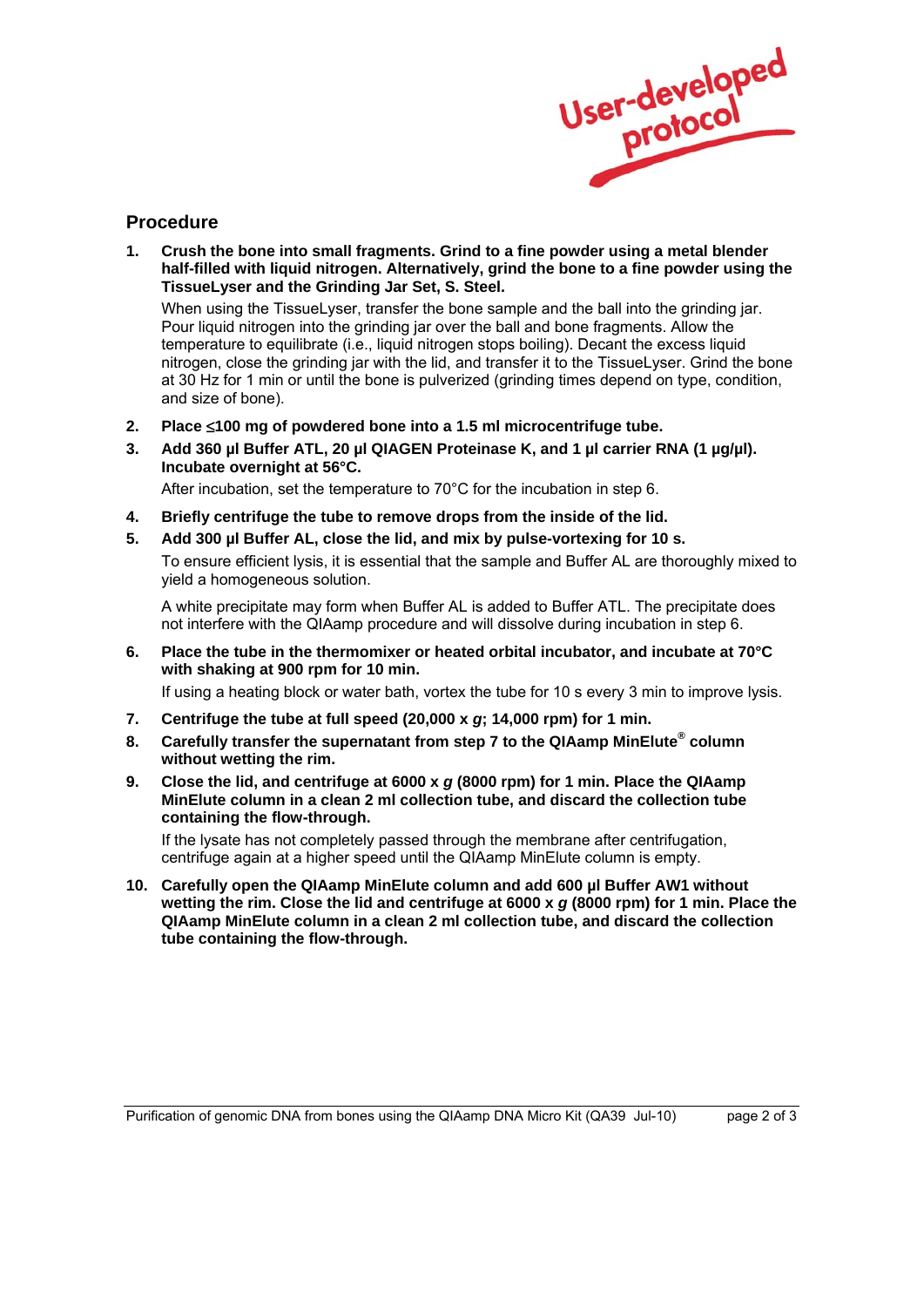User-developed protocol

## Procedure

1. **Crush the bone into small fragments. Grind to a fine powder using a metal blender half-filled with liquid nitrogen. Alternatively, grind the bone to a fine powder using the TissueLyser and the Grinding Jar Set, S. Steel.**

   When using the TissueLyser, transfer the bone sample and the ball into the grinding jar. Pour liquid nitrogen into the grinding jar over the ball and bone fragments. Allow the temperature to equilibrate (i.e., liquid nitrogen stops boiling). Decant the excess liquid nitrogen, close the grinding jar with the lid, and transfer it to the TissueLyser. Grind the bone at 30 Hz for 1 min or until the bone is pulverized (grinding times depend on type, condition, and size of bone).

2. **Place ≤100 mg of powdered bone into a 1.5 ml microcentrifuge tube.**

3. **Add 360 µl Buffer ATL, 20 µl QIAGEN Proteinase K, and 1 µl carrier RNA (1 µg/µl). Incubate overnight at 56°C.**

   After incubation, set the temperature to 70°C for the incubation in step 6.

4. **Briefly centrifuge the tube to remove drops from the inside of the lid.**

5. **Add 300 µl Buffer AL, close the lid, and mix by pulse-vortexing for 10 s.**

   To ensure efficient lysis, it is essential that the sample and Buffer AL are thoroughly mixed to yield a homogeneous solution.

   A white precipitate may form when Buffer AL is added to Buffer ATL. The precipitate does not interfere with the QIAamp procedure and will dissolve during incubation in step 6.

6. **Place the tube in the thermomixer or heated orbital incubator, and incubate at 70°C with shaking at 900 rpm for 10 min.**

   If using a heating block or water bath, vortex the tube for 10 s every 3 min to improve lysis.

7. **Centrifuge the tube at full speed (20,000 x *g*; 14,000 rpm) for 1 min.**

8. **Carefully transfer the supernatant from step 7 to the QIAamp MinElute® column without wetting the rim.**

9. **Close the lid, and centrifuge at 6000 x *g* (8000 rpm) for 1 min. Place the QIAamp MinElute column in a clean 2 ml collection tube, and discard the collection tube containing the flow-through.**

   If the lysate has not completely passed through the membrane after centrifugation, centrifuge again at a higher speed until the QIAamp MinElute column is empty.

10. **Carefully open the QIAamp MinElute column and add 600 µl Buffer AW1 without wetting the rim. Close the lid and centrifuge at 6000 x *g* (8000 rpm) for 1 min. Place the QIAamp MinElute column in a clean 2 ml collection tube, and discard the collection tube containing the flow-through.**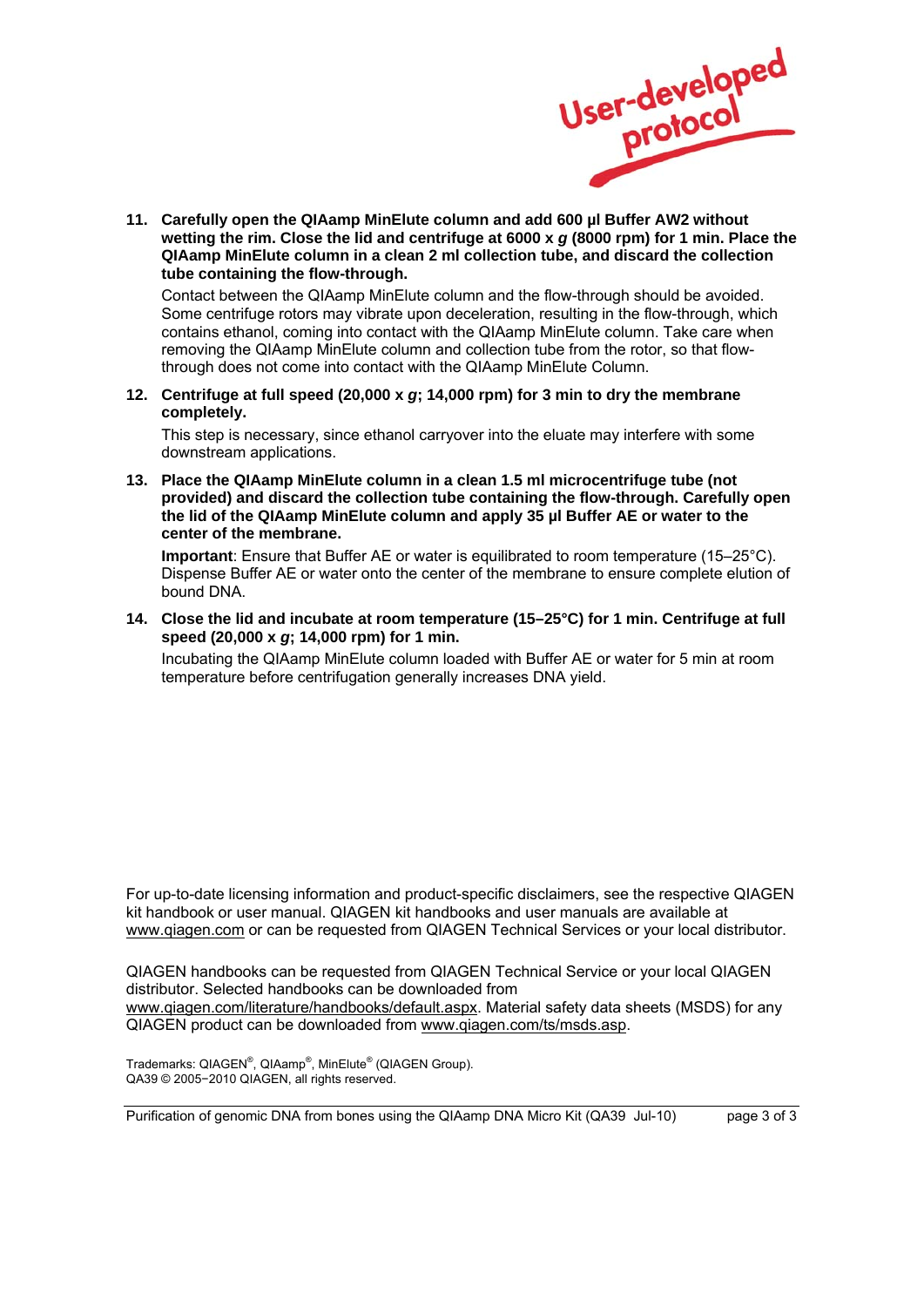User-developed protocol

11. **Carefully open the QIAamp MinElute column and add 600 µl Buffer AW2 without wetting the rim. Close the lid and centrifuge at 6000 x *g* (8000 rpm) for 1 min. Place the QIAamp MinElute column in a clean 2 ml collection tube, and discard the collection tube containing the flow-through.**

    Contact between the QIAamp MinElute column and the flow-through should be avoided. Some centrifuge rotors may vibrate upon deceleration, resulting in the flow-through, which contains ethanol, coming into contact with the QIAamp MinElute column. Take care when removing the QIAamp MinElute column and collection tube from the rotor, so that flow-through does not come into contact with the QIAamp MinElute Column.

12. **Centrifuge at full speed (20,000 x *g*; 14,000 rpm) for 3 min to dry the membrane completely.**

    This step is necessary, since ethanol carryover into the eluate may interfere with some downstream applications.

13. **Place the QIAamp MinElute column in a clean 1.5 ml microcentrifuge tube (not provided) and discard the collection tube containing the flow-through. Carefully open the lid of the QIAamp MinElute column and apply 35 µl Buffer AE or water to the center of the membrane.**

    **Important**: Ensure that Buffer AE or water is equilibrated to room temperature (15–25°C). Dispense Buffer AE or water onto the center of the membrane to ensure complete elution of bound DNA.

14. **Close the lid and incubate at room temperature (15–25°C) for 1 min. Centrifuge at full speed (20,000 x *g*; 14,000 rpm) for 1 min.**

    Incubating the QIAamp MinElute column loaded with Buffer AE or water for 5 min at room temperature before centrifugation generally increases DNA yield.

For up-to-date licensing information and product-specific disclaimers, see the respective QIAGEN kit handbook or user manual. QIAGEN kit handbooks and user manuals are available at www.qiagen.com or can be requested from QIAGEN Technical Services or your local distributor.

QIAGEN handbooks can be requested from QIAGEN Technical Service or your local QIAGEN distributor. Selected handbooks can be downloaded from www.qiagen.com/literature/handbooks/default.aspx. Material safety data sheets (MSDS) for any QIAGEN product can be downloaded from www.qiagen.com/ts/msds.asp.

Trademarks: QIAGEN®, QIAamp®, MinElute® (QIAGEN Group).
QA39 © 2005−2010 QIAGEN, all rights reserved.